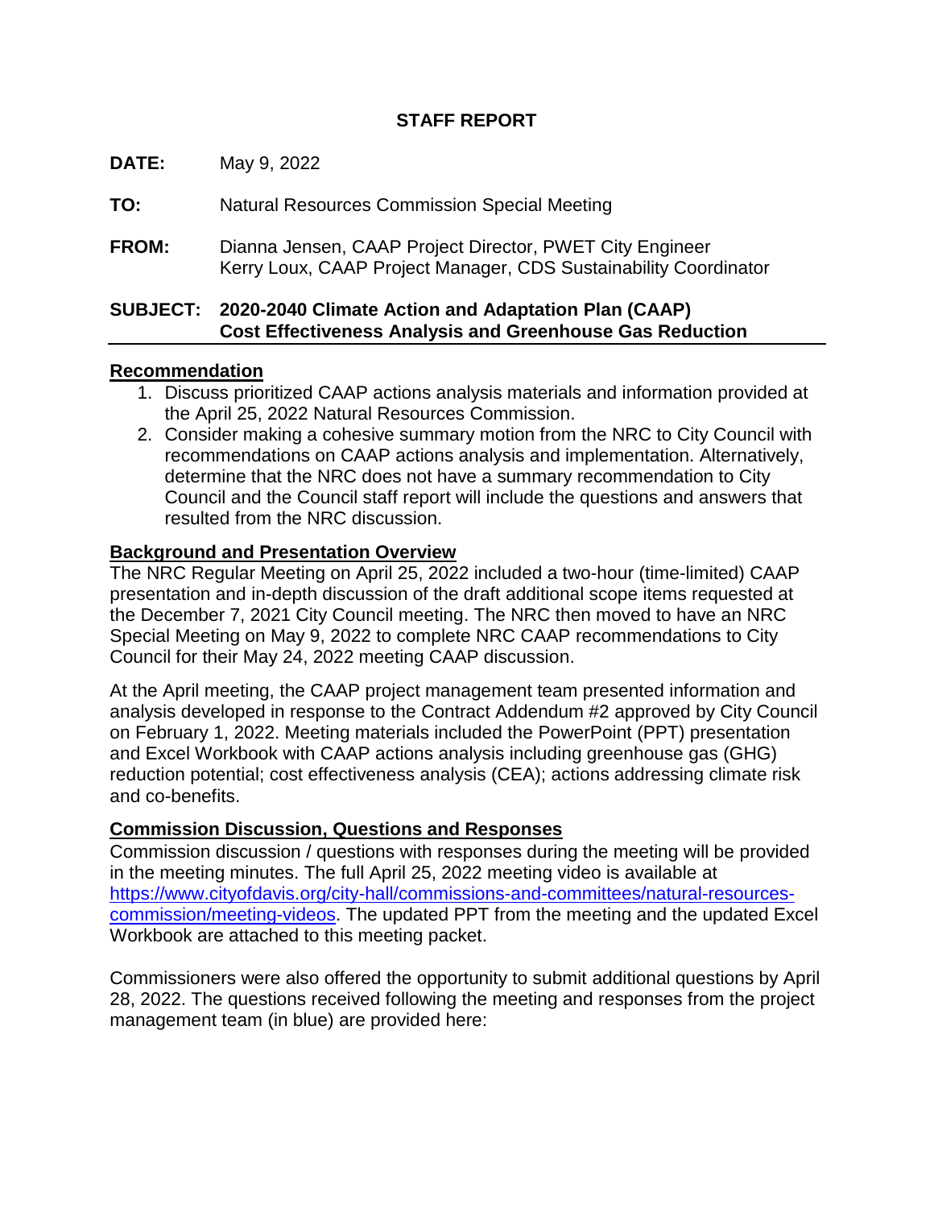# STAFF REPORT

**DATE:** May 9, 2022

**TO:** Natural Resources Commission Special Meeting

**FROM:** Dianna Jensen, CAAP Project Director, PWET City Engineer
Kerry Loux, CAAP Project Manager, CDS Sustainability Coordinator

**SUBJECT: 2020-2040 Climate Action and Adaptation Plan (CAAP) Cost Effectiveness Analysis and Greenhouse Gas Reduction**

## Recommendation

1. Discuss prioritized CAAP actions analysis materials and information provided at the April 25, 2022 Natural Resources Commission.
2. Consider making a cohesive summary motion from the NRC to City Council with recommendations on CAAP actions analysis and implementation. Alternatively, determine that the NRC does not have a summary recommendation to City Council and the Council staff report will include the questions and answers that resulted from the NRC discussion.

## Background and Presentation Overview

The NRC Regular Meeting on April 25, 2022 included a two-hour (time-limited) CAAP presentation and in-depth discussion of the draft additional scope items requested at the December 7, 2021 City Council meeting. The NRC then moved to have an NRC Special Meeting on May 9, 2022 to complete NRC CAAP recommendations to City Council for their May 24, 2022 meeting CAAP discussion.

At the April meeting, the CAAP project management team presented information and analysis developed in response to the Contract Addendum #2 approved by City Council on February 1, 2022. Meeting materials included the PowerPoint (PPT) presentation and Excel Workbook with CAAP actions analysis including greenhouse gas (GHG) reduction potential; cost effectiveness analysis (CEA); actions addressing climate risk and co-benefits.

## Commission Discussion, Questions and Responses

Commission discussion / questions with responses during the meeting will be provided in the meeting minutes. The full April 25, 2022 meeting video is available at https://www.cityofdavis.org/city-hall/commissions-and-committees/natural-resources-commission/meeting-videos. The updated PPT from the meeting and the updated Excel Workbook are attached to this meeting packet.

Commissioners were also offered the opportunity to submit additional questions by April 28, 2022. The questions received following the meeting and responses from the project management team (in blue) are provided here: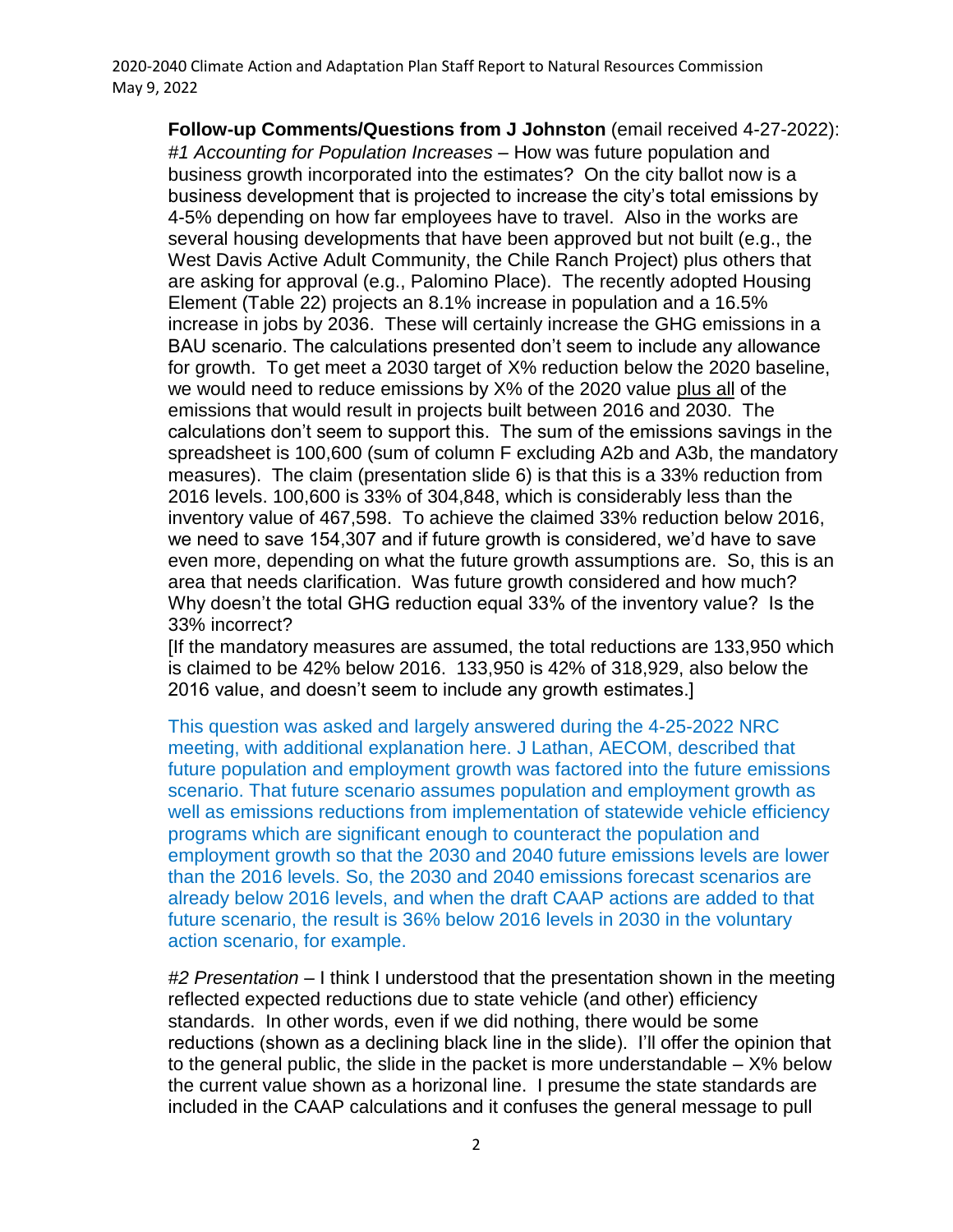**Follow-up Comments/Questions from J Johnston** (email received 4-27-2022):
*#1 Accounting for Population Increases* – How was future population and business growth incorporated into the estimates? On the city ballot now is a business development that is projected to increase the city's total emissions by 4-5% depending on how far employees have to travel. Also in the works are several housing developments that have been approved but not built (e.g., the West Davis Active Adult Community, the Chile Ranch Project) plus others that are asking for approval (e.g., Palomino Place). The recently adopted Housing Element (Table 22) projects an 8.1% increase in population and a 16.5% increase in jobs by 2036. These will certainly increase the GHG emissions in a BAU scenario. The calculations presented don't seem to include any allowance for growth. To get meet a 2030 target of X% reduction below the 2020 baseline, we would need to reduce emissions by X% of the 2020 value <u>plus all</u> of the emissions that would result in projects built between 2016 and 2030. The calculations don't seem to support this. The sum of the emissions savings in the spreadsheet is 100,600 (sum of column F excluding A2b and A3b, the mandatory measures). The claim (presentation slide 6) is that this is a 33% reduction from 2016 levels. 100,600 is 33% of 304,848, which is considerably less than the inventory value of 467,598. To achieve the claimed 33% reduction below 2016, we need to save 154,307 and if future growth is considered, we'd have to save even more, depending on what the future growth assumptions are. So, this is an area that needs clarification. Was future growth considered and how much? Why doesn't the total GHG reduction equal 33% of the inventory value? Is the 33% incorrect?
[If the mandatory measures are assumed, the total reductions are 133,950 which is claimed to be 42% below 2016. 133,950 is 42% of 318,929, also below the 2016 value, and doesn't seem to include any growth estimates.]

This question was asked and largely answered during the 4-25-2022 NRC meeting, with additional explanation here. J Lathan, AECOM, described that future population and employment growth was factored into the future emissions scenario. That future scenario assumes population and employment growth as well as emissions reductions from implementation of statewide vehicle efficiency programs which are significant enough to counteract the population and employment growth so that the 2030 and 2040 future emissions levels are lower than the 2016 levels. So, the 2030 and 2040 emissions forecast scenarios are already below 2016 levels, and when the draft CAAP actions are added to that future scenario, the result is 36% below 2016 levels in 2030 in the voluntary action scenario, for example.

*#2 Presentation* – I think I understood that the presentation shown in the meeting reflected expected reductions due to state vehicle (and other) efficiency standards. In other words, even if we did nothing, there would be some reductions (shown as a declining black line in the slide). I'll offer the opinion that to the general public, the slide in the packet is more understandable – X% below the current value shown as a horizonal line. I presume the state standards are included in the CAAP calculations and it confuses the general message to pull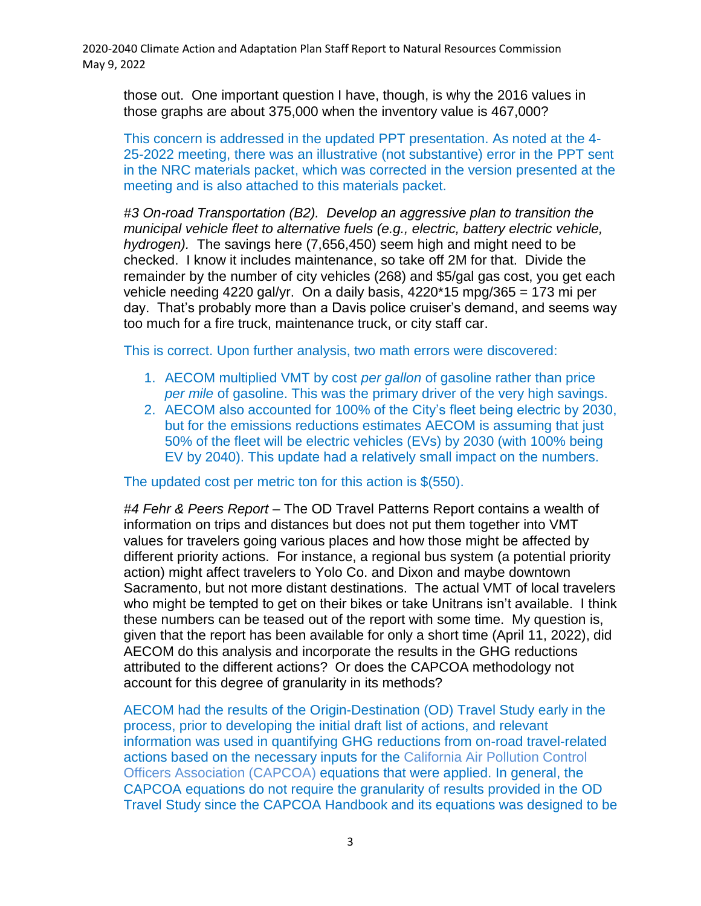those out. One important question I have, though, is why the 2016 values in those graphs are about 375,000 when the inventory value is 467,000?

This concern is addressed in the updated PPT presentation. As noted at the 4-25-2022 meeting, there was an illustrative (not substantive) error in the PPT sent in the NRC materials packet, which was corrected in the version presented at the meeting and is also attached to this materials packet.

*#3 On-road Transportation (B2). Develop an aggressive plan to transition the municipal vehicle fleet to alternative fuels (e.g., electric, battery electric vehicle, hydrogen).* The savings here (7,656,450) seem high and might need to be checked. I know it includes maintenance, so take off 2M for that. Divide the remainder by the number of city vehicles (268) and $5/gal gas cost, you get each vehicle needing 4220 gal/yr. On a daily basis, 4220*15 mpg/365 = 173 mi per day. That's probably more than a Davis police cruiser's demand, and seems way too much for a fire truck, maintenance truck, or city staff car.

This is correct. Upon further analysis, two math errors were discovered:

1. AECOM multiplied VMT by cost *per gallon* of gasoline rather than price *per mile* of gasoline. This was the primary driver of the very high savings.
2. AECOM also accounted for 100% of the City's fleet being electric by 2030, but for the emissions reductions estimates AECOM is assuming that just 50% of the fleet will be electric vehicles (EVs) by 2030 (with 100% being EV by 2040). This update had a relatively small impact on the numbers.

The updated cost per metric ton for this action is $(550).

*#4 Fehr & Peers Report* – The OD Travel Patterns Report contains a wealth of information on trips and distances but does not put them together into VMT values for travelers going various places and how those might be affected by different priority actions. For instance, a regional bus system (a potential priority action) might affect travelers to Yolo Co. and Dixon and maybe downtown Sacramento, but not more distant destinations. The actual VMT of local travelers who might be tempted to get on their bikes or take Unitrans isn't available. I think these numbers can be teased out of the report with some time. My question is, given that the report has been available for only a short time (April 11, 2022), did AECOM do this analysis and incorporate the results in the GHG reductions attributed to the different actions? Or does the CAPCOA methodology not account for this degree of granularity in its methods?

AECOM had the results of the Origin-Destination (OD) Travel Study early in the process, prior to developing the initial draft list of actions, and relevant information was used in quantifying GHG reductions from on-road travel-related actions based on the necessary inputs for the California Air Pollution Control Officers Association (CAPCOA) equations that were applied. In general, the CAPCOA equations do not require the granularity of results provided in the OD Travel Study since the CAPCOA Handbook and its equations was designed to be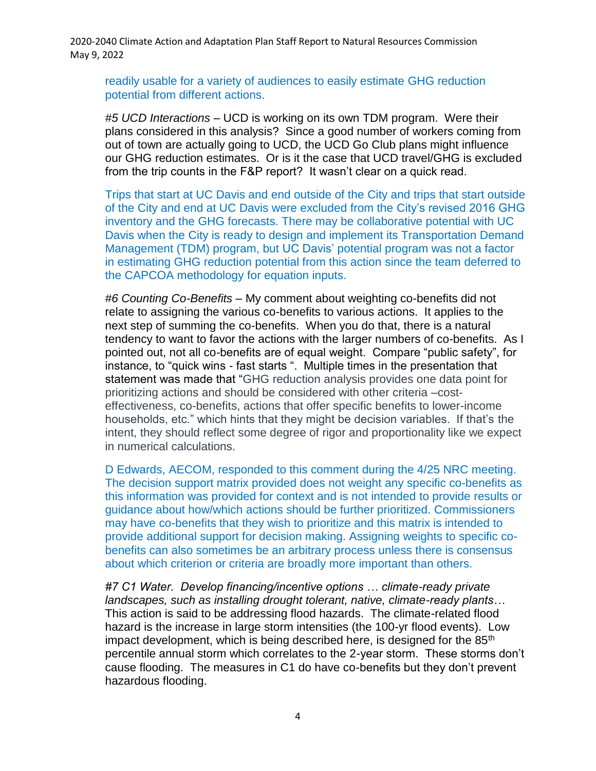readily usable for a variety of audiences to easily estimate GHG reduction potential from different actions.

*#5 UCD Interactions* – UCD is working on its own TDM program. Were their plans considered in this analysis? Since a good number of workers coming from out of town are actually going to UCD, the UCD Go Club plans might influence our GHG reduction estimates. Or is it the case that UCD travel/GHG is excluded from the trip counts in the F&P report? It wasn't clear on a quick read.

Trips that start at UC Davis and end outside of the City and trips that start outside of the City and end at UC Davis were excluded from the City's revised 2016 GHG inventory and the GHG forecasts. There may be collaborative potential with UC Davis when the City is ready to design and implement its Transportation Demand Management (TDM) program, but UC Davis' potential program was not a factor in estimating GHG reduction potential from this action since the team deferred to the CAPCOA methodology for equation inputs.

*#6 Counting Co-Benefits* – My comment about weighting co-benefits did not relate to assigning the various co-benefits to various actions. It applies to the next step of summing the co-benefits. When you do that, there is a natural tendency to want to favor the actions with the larger numbers of co-benefits. As I pointed out, not all co-benefits are of equal weight. Compare "public safety", for instance, to "quick wins - fast starts ". Multiple times in the presentation that statement was made that "GHG reduction analysis provides one data point for prioritizing actions and should be considered with other criteria –cost-effectiveness, co-benefits, actions that offer specific benefits to lower-income households, etc." which hints that they might be decision variables. If that's the intent, they should reflect some degree of rigor and proportionality like we expect in numerical calculations.

D Edwards, AECOM, responded to this comment during the 4/25 NRC meeting. The decision support matrix provided does not weight any specific co-benefits as this information was provided for context and is not intended to provide results or guidance about how/which actions should be further prioritized. Commissioners may have co-benefits that they wish to prioritize and this matrix is intended to provide additional support for decision making. Assigning weights to specific co-benefits can also sometimes be an arbitrary process unless there is consensus about which criterion or criteria are broadly more important than others.

*#7 C1 Water. Develop financing/incentive options … climate-ready private landscapes, such as installing drought tolerant, native, climate-ready plants…* This action is said to be addressing flood hazards. The climate-related flood hazard is the increase in large storm intensities (the 100-yr flood events). Low impact development, which is being described here, is designed for the 85th percentile annual storm which correlates to the 2-year storm. These storms don't cause flooding. The measures in C1 do have co-benefits but they don't prevent hazardous flooding.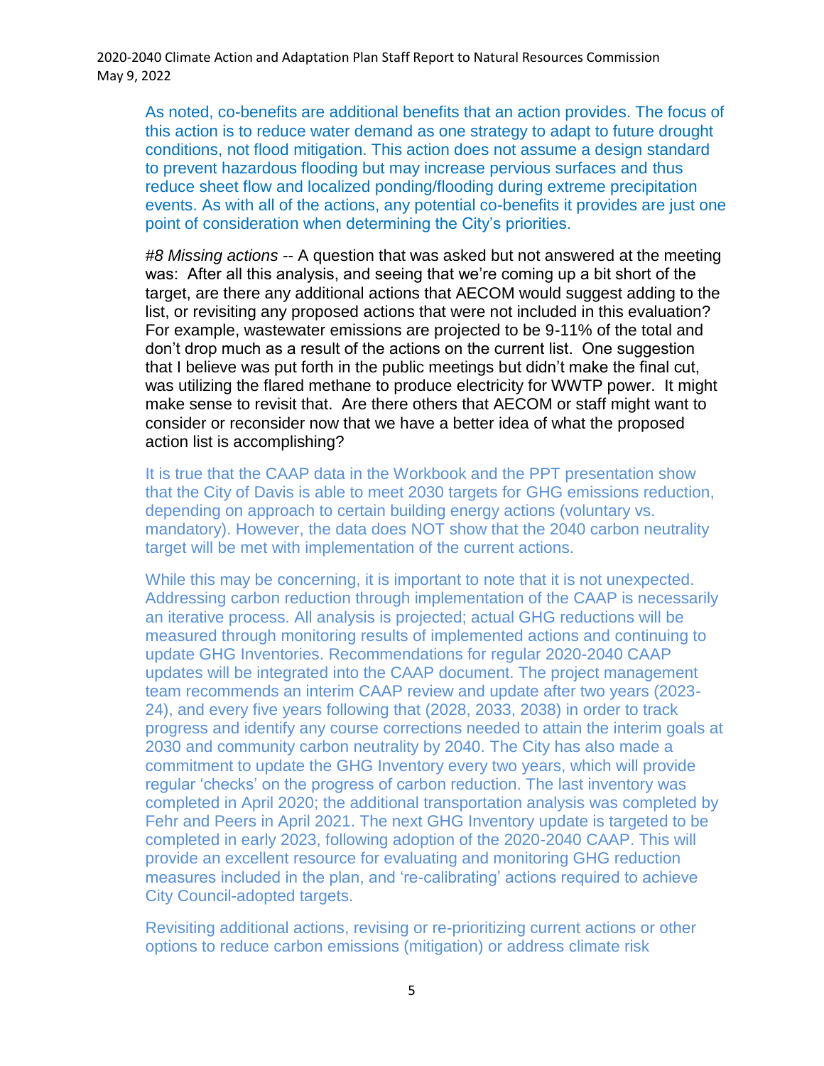As noted, co-benefits are additional benefits that an action provides. The focus of this action is to reduce water demand as one strategy to adapt to future drought conditions, not flood mitigation. This action does not assume a design standard to prevent hazardous flooding but may increase pervious surfaces and thus reduce sheet flow and localized ponding/flooding during extreme precipitation events. As with all of the actions, any potential co-benefits it provides are just one point of consideration when determining the City's priorities.

*#8 Missing actions* -- A question that was asked but not answered at the meeting was: After all this analysis, and seeing that we're coming up a bit short of the target, are there any additional actions that AECOM would suggest adding to the list, or revisiting any proposed actions that were not included in this evaluation? For example, wastewater emissions are projected to be 9-11% of the total and don't drop much as a result of the actions on the current list. One suggestion that I believe was put forth in the public meetings but didn't make the final cut, was utilizing the flared methane to produce electricity for WWTP power. It might make sense to revisit that. Are there others that AECOM or staff might want to consider or reconsider now that we have a better idea of what the proposed action list is accomplishing?

It is true that the CAAP data in the Workbook and the PPT presentation show that the City of Davis is able to meet 2030 targets for GHG emissions reduction, depending on approach to certain building energy actions (voluntary vs. mandatory). However, the data does NOT show that the 2040 carbon neutrality target will be met with implementation of the current actions.

While this may be concerning, it is important to note that it is not unexpected. Addressing carbon reduction through implementation of the CAAP is necessarily an iterative process. All analysis is projected; actual GHG reductions will be measured through monitoring results of implemented actions and continuing to update GHG Inventories. Recommendations for regular 2020-2040 CAAP updates will be integrated into the CAAP document. The project management team recommends an interim CAAP review and update after two years (2023-24), and every five years following that (2028, 2033, 2038) in order to track progress and identify any course corrections needed to attain the interim goals at 2030 and community carbon neutrality by 2040. The City has also made a commitment to update the GHG Inventory every two years, which will provide regular 'checks' on the progress of carbon reduction. The last inventory was completed in April 2020; the additional transportation analysis was completed by Fehr and Peers in April 2021. The next GHG Inventory update is targeted to be completed in early 2023, following adoption of the 2020-2040 CAAP. This will provide an excellent resource for evaluating and monitoring GHG reduction measures included in the plan, and 're-calibrating' actions required to achieve City Council-adopted targets.

Revisiting additional actions, revising or re-prioritizing current actions or other options to reduce carbon emissions (mitigation) or address climate risk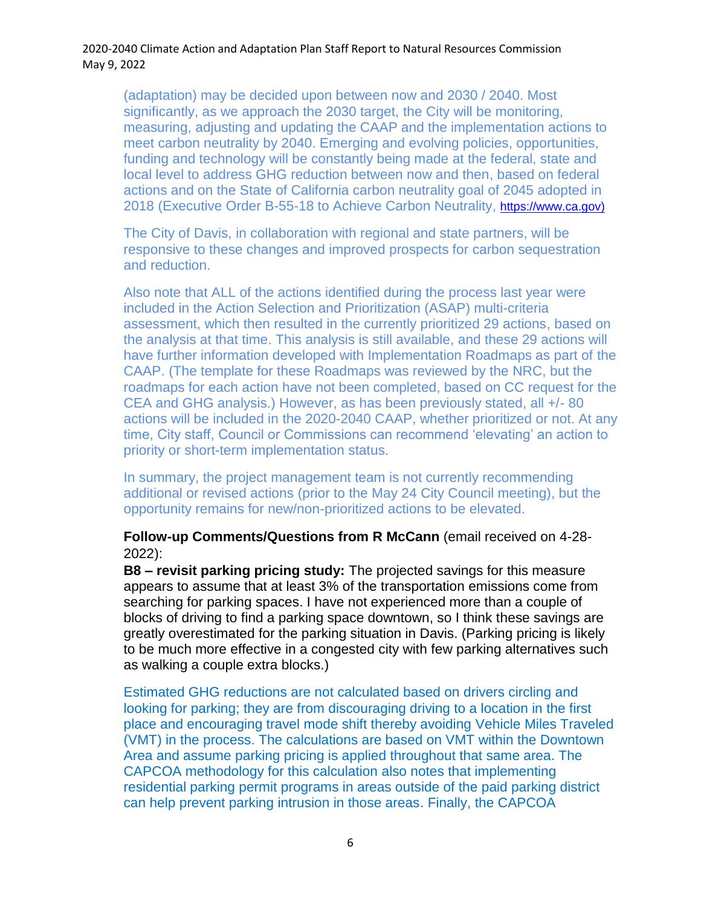(adaptation) may be decided upon between now and 2030 / 2040. Most significantly, as we approach the 2030 target, the City will be monitoring, measuring, adjusting and updating the CAAP and the implementation actions to meet carbon neutrality by 2040. Emerging and evolving policies, opportunities, funding and technology will be constantly being made at the federal, state and local level to address GHG reduction between now and then, based on federal actions and on the State of California carbon neutrality goal of 2045 adopted in 2018 (Executive Order B-55-18 to Achieve Carbon Neutrality, https://www.ca.gov)

The City of Davis, in collaboration with regional and state partners, will be responsive to these changes and improved prospects for carbon sequestration and reduction.

Also note that ALL of the actions identified during the process last year were included in the Action Selection and Prioritization (ASAP) multi-criteria assessment, which then resulted in the currently prioritized 29 actions, based on the analysis at that time. This analysis is still available, and these 29 actions will have further information developed with Implementation Roadmaps as part of the CAAP. (The template for these Roadmaps was reviewed by the NRC, but the roadmaps for each action have not been completed, based on CC request for the CEA and GHG analysis.) However, as has been previously stated, all +/- 80 actions will be included in the 2020-2040 CAAP, whether prioritized or not. At any time, City staff, Council or Commissions can recommend 'elevating' an action to priority or short-term implementation status.

In summary, the project management team is not currently recommending additional or revised actions (prior to the May 24 City Council meeting), but the opportunity remains for new/non-prioritized actions to be elevated.

**Follow-up Comments/Questions from R McCann** (email received on 4-28-2022):

**B8 – revisit parking pricing study:** The projected savings for this measure appears to assume that at least 3% of the transportation emissions come from searching for parking spaces. I have not experienced more than a couple of blocks of driving to find a parking space downtown, so I think these savings are greatly overestimated for the parking situation in Davis. (Parking pricing is likely to be much more effective in a congested city with few parking alternatives such as walking a couple extra blocks.)

Estimated GHG reductions are not calculated based on drivers circling and looking for parking; they are from discouraging driving to a location in the first place and encouraging travel mode shift thereby avoiding Vehicle Miles Traveled (VMT) in the process. The calculations are based on VMT within the Downtown Area and assume parking pricing is applied throughout that same area. The CAPCOA methodology for this calculation also notes that implementing residential parking permit programs in areas outside of the paid parking district can help prevent parking intrusion in those areas. Finally, the CAPCOA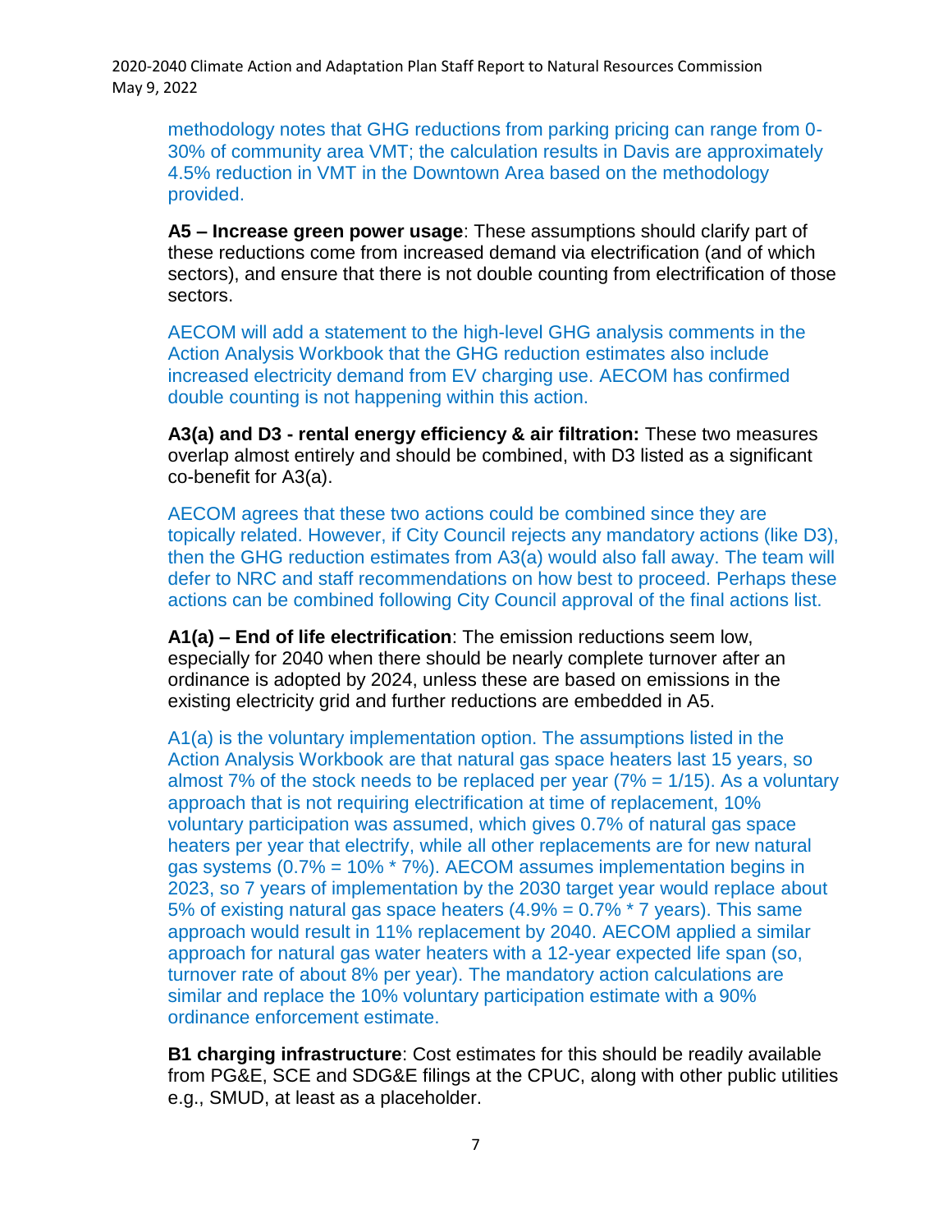methodology notes that GHG reductions from parking pricing can range from 0-30% of community area VMT; the calculation results in Davis are approximately 4.5% reduction in VMT in the Downtown Area based on the methodology provided.

**A5 – Increase green power usage**: These assumptions should clarify part of these reductions come from increased demand via electrification (and of which sectors), and ensure that there is not double counting from electrification of those sectors.

AECOM will add a statement to the high-level GHG analysis comments in the Action Analysis Workbook that the GHG reduction estimates also include increased electricity demand from EV charging use. AECOM has confirmed double counting is not happening within this action.

**A3(a) and D3 - rental energy efficiency & air filtration:** These two measures overlap almost entirely and should be combined, with D3 listed as a significant co-benefit for A3(a).

AECOM agrees that these two actions could be combined since they are topically related. However, if City Council rejects any mandatory actions (like D3), then the GHG reduction estimates from A3(a) would also fall away. The team will defer to NRC and staff recommendations on how best to proceed. Perhaps these actions can be combined following City Council approval of the final actions list.

**A1(a) – End of life electrification**: The emission reductions seem low, especially for 2040 when there should be nearly complete turnover after an ordinance is adopted by 2024, unless these are based on emissions in the existing electricity grid and further reductions are embedded in A5.

A1(a) is the voluntary implementation option. The assumptions listed in the Action Analysis Workbook are that natural gas space heaters last 15 years, so almost 7% of the stock needs to be replaced per year (7% = 1/15). As a voluntary approach that is not requiring electrification at time of replacement, 10% voluntary participation was assumed, which gives 0.7% of natural gas space heaters per year that electrify, while all other replacements are for new natural gas systems (0.7% = 10% * 7%). AECOM assumes implementation begins in 2023, so 7 years of implementation by the 2030 target year would replace about 5% of existing natural gas space heaters (4.9% = 0.7% * 7 years). This same approach would result in 11% replacement by 2040. AECOM applied a similar approach for natural gas water heaters with a 12-year expected life span (so, turnover rate of about 8% per year). The mandatory action calculations are similar and replace the 10% voluntary participation estimate with a 90% ordinance enforcement estimate.

**B1 charging infrastructure**: Cost estimates for this should be readily available from PG&E, SCE and SDG&E filings at the CPUC, along with other public utilities e.g., SMUD, at least as a placeholder.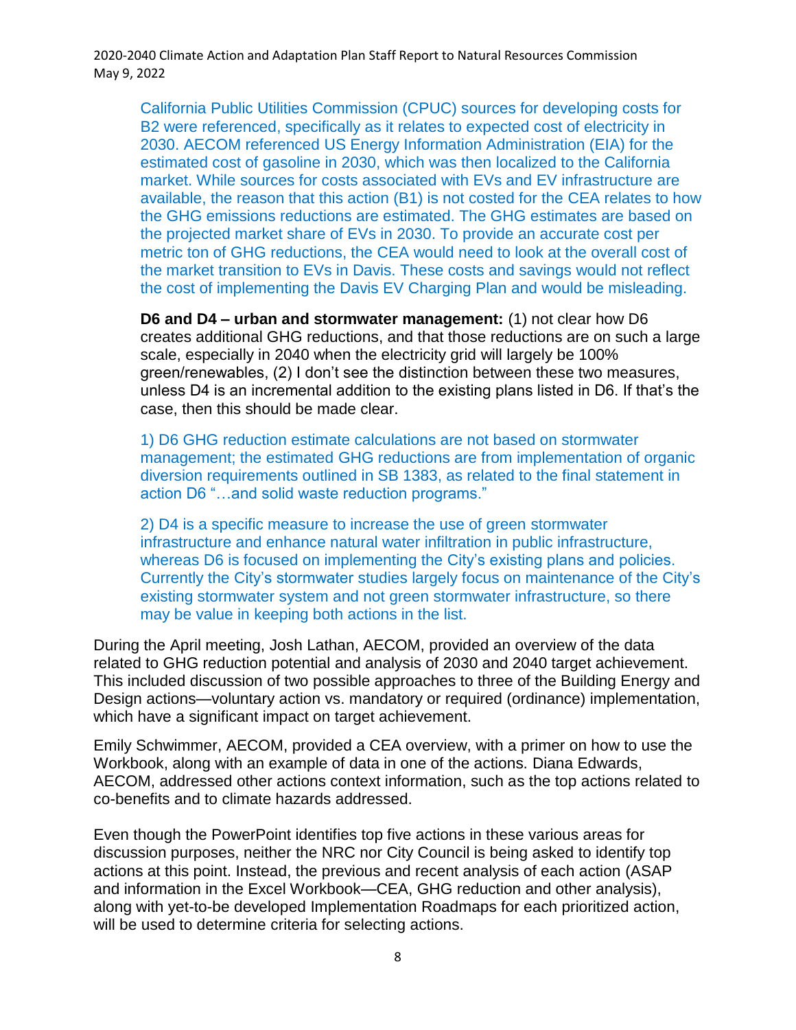California Public Utilities Commission (CPUC) sources for developing costs for B2 were referenced, specifically as it relates to expected cost of electricity in 2030. AECOM referenced US Energy Information Administration (EIA) for the estimated cost of gasoline in 2030, which was then localized to the California market. While sources for costs associated with EVs and EV infrastructure are available, the reason that this action (B1) is not costed for the CEA relates to how the GHG emissions reductions are estimated. The GHG estimates are based on the projected market share of EVs in 2030. To provide an accurate cost per metric ton of GHG reductions, the CEA would need to look at the overall cost of the market transition to EVs in Davis. These costs and savings would not reflect the cost of implementing the Davis EV Charging Plan and would be misleading.

**D6 and D4 – urban and stormwater management:** (1) not clear how D6 creates additional GHG reductions, and that those reductions are on such a large scale, especially in 2040 when the electricity grid will largely be 100% green/renewables, (2) I don't see the distinction between these two measures, unless D4 is an incremental addition to the existing plans listed in D6. If that's the case, then this should be made clear.

1) D6 GHG reduction estimate calculations are not based on stormwater management; the estimated GHG reductions are from implementation of organic diversion requirements outlined in SB 1383, as related to the final statement in action D6 "…and solid waste reduction programs."

2) D4 is a specific measure to increase the use of green stormwater infrastructure and enhance natural water infiltration in public infrastructure, whereas D6 is focused on implementing the City's existing plans and policies. Currently the City's stormwater studies largely focus on maintenance of the City's existing stormwater system and not green stormwater infrastructure, so there may be value in keeping both actions in the list.

During the April meeting, Josh Lathan, AECOM, provided an overview of the data related to GHG reduction potential and analysis of 2030 and 2040 target achievement. This included discussion of two possible approaches to three of the Building Energy and Design actions—voluntary action vs. mandatory or required (ordinance) implementation, which have a significant impact on target achievement.

Emily Schwimmer, AECOM, provided a CEA overview, with a primer on how to use the Workbook, along with an example of data in one of the actions. Diana Edwards, AECOM, addressed other actions context information, such as the top actions related to co-benefits and to climate hazards addressed.

Even though the PowerPoint identifies top five actions in these various areas for discussion purposes, neither the NRC nor City Council is being asked to identify top actions at this point. Instead, the previous and recent analysis of each action (ASAP and information in the Excel Workbook—CEA, GHG reduction and other analysis), along with yet-to-be developed Implementation Roadmaps for each prioritized action, will be used to determine criteria for selecting actions.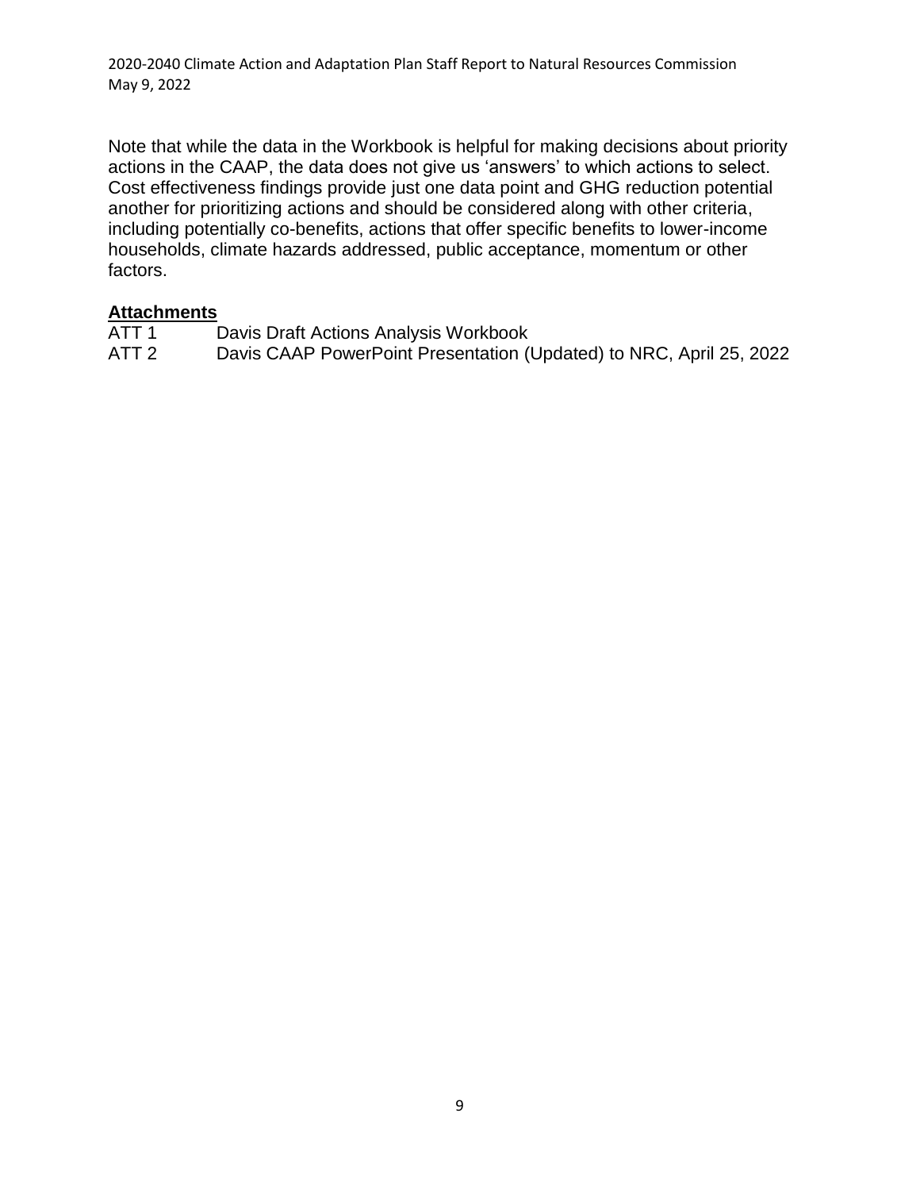Note that while the data in the Workbook is helpful for making decisions about priority actions in the CAAP, the data does not give us 'answers' to which actions to select. Cost effectiveness findings provide just one data point and GHG reduction potential another for prioritizing actions and should be considered along with other criteria, including potentially co-benefits, actions that offer specific benefits to lower-income households, climate hazards addressed, public acceptance, momentum or other factors.

**Attachments**

| | |
|---|---|
| ATT 1 | Davis Draft Actions Analysis Workbook |
| ATT 2 | Davis CAAP PowerPoint Presentation (Updated) to NRC, April 25, 2022 |